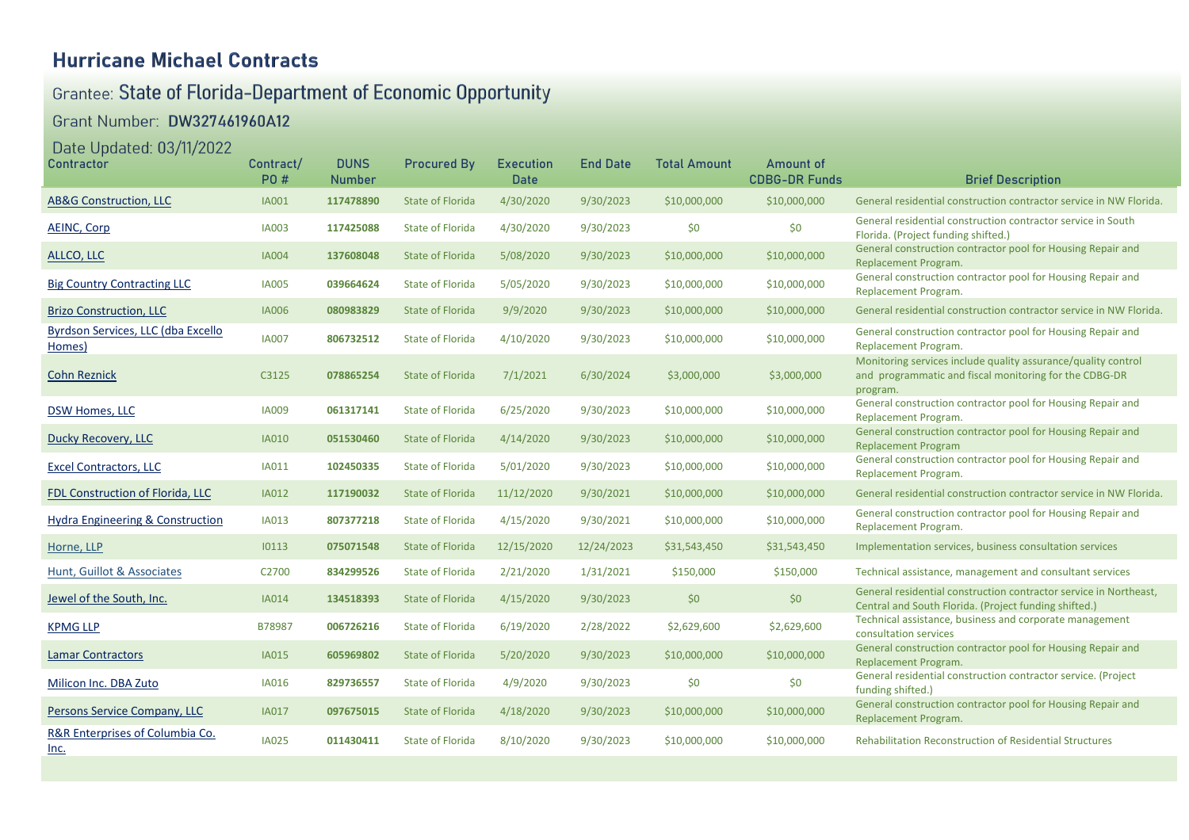# Hurricane Michael Contracts

## Grantee: State of Florida-Department of Economic Opportunity

### Grant Number: DW327461960A12

### Date Updated: 03/11/2022

| Contractor | Contract/ PO # | DUNS Number | Procured By | Execution Date | End Date | Total Amount | Amount of CDBG-DR Funds | Brief Description |
|---|---|---|---|---|---|---|---|---|
| AB&G Construction, LLC | IA001 | 117478890 | State of Florida | 4/30/2020 | 9/30/2023 | $10,000,000 | $10,000,000 | General residential construction contractor service in NW Florida. |
| AEINC, Corp | IA003 | 117425088 | State of Florida | 4/30/2020 | 9/30/2023 | $0 | $0 | General residential construction contractor service in South Florida. (Project funding shifted.) |
| ALLCO, LLC | IA004 | 137608048 | State of Florida | 5/08/2020 | 9/30/2023 | $10,000,000 | $10,000,000 | General construction contractor pool for Housing Repair and Replacement Program. |
| Big Country Contracting LLC | IA005 | 039664624 | State of Florida | 5/05/2020 | 9/30/2023 | $10,000,000 | $10,000,000 | General construction contractor pool for Housing Repair and Replacement Program. |
| Brizo Construction, LLC | IA006 | 080983829 | State of Florida | 9/9/2020 | 9/30/2023 | $10,000,000 | $10,000,000 | General residential construction contractor service in NW Florida. |
| Byrdson Services, LLC (dba Excello Homes) | IA007 | 806732512 | State of Florida | 4/10/2020 | 9/30/2023 | $10,000,000 | $10,000,000 | General construction contractor pool for Housing Repair and Replacement Program. |
| Cohn Reznick | C3125 | 078865254 | State of Florida | 7/1/2021 | 6/30/2024 | $3,000,000 | $3,000,000 | Monitoring services include quality assurance/quality control and programmatic and fiscal monitoring for the CDBG-DR program. |
| DSW Homes, LLC | IA009 | 061317141 | State of Florida | 6/25/2020 | 9/30/2023 | $10,000,000 | $10,000,000 | General construction contractor pool for Housing Repair and Replacement Program. |
| Ducky Recovery, LLC | IA010 | 051530460 | State of Florida | 4/14/2020 | 9/30/2023 | $10,000,000 | $10,000,000 | General construction contractor pool for Housing Repair and Replacement Program |
| Excel Contractors, LLC | IA011 | 102450335 | State of Florida | 5/01/2020 | 9/30/2023 | $10,000,000 | $10,000,000 | General construction contractor pool for Housing Repair and Replacement Program. |
| FDL Construction of Florida, LLC | IA012 | 117190032 | State of Florida | 11/12/2020 | 9/30/2021 | $10,000,000 | $10,000,000 | General residential construction contractor service in NW Florida. |
| Hydra Engineering & Construction | IA013 | 807377218 | State of Florida | 4/15/2020 | 9/30/2021 | $10,000,000 | $10,000,000 | General construction contractor pool for Housing Repair and Replacement Program. |
| Horne, LLP | I0113 | 075071548 | State of Florida | 12/15/2020 | 12/24/2023 | $31,543,450 | $31,543,450 | Implementation services, business consultation services |
| Hunt, Guillot & Associates | C2700 | 834299526 | State of Florida | 2/21/2020 | 1/31/2021 | $150,000 | $150,000 | Technical assistance, management and consultant services |
| Jewel of the South, Inc. | IA014 | 134518393 | State of Florida | 4/15/2020 | 9/30/2023 | $0 | $0 | General residential construction contractor service in Northeast, Central and South Florida. (Project funding shifted.) |
| KPMG LLP | B78987 | 006726216 | State of Florida | 6/19/2020 | 2/28/2022 | $2,629,600 | $2,629,600 | Technical assistance, business and corporate management consultation services |
| Lamar Contractors | IA015 | 605969802 | State of Florida | 5/20/2020 | 9/30/2023 | $10,000,000 | $10,000,000 | General construction contractor pool for Housing Repair and Replacement Program. |
| Milicon Inc. DBA Zuto | IA016 | 829736557 | State of Florida | 4/9/2020 | 9/30/2023 | $0 | $0 | General residential construction contractor service. (Project funding shifted.) |
| Persons Service Company, LLC | IA017 | 097675015 | State of Florida | 4/18/2020 | 9/30/2023 | $10,000,000 | $10,000,000 | General construction contractor pool for Housing Repair and Replacement Program. |
| R&R Enterprises of Columbia Co. Inc. | IA025 | 011430411 | State of Florida | 8/10/2020 | 9/30/2023 | $10,000,000 | $10,000,000 | Rehabilitation Reconstruction of Residential Structures |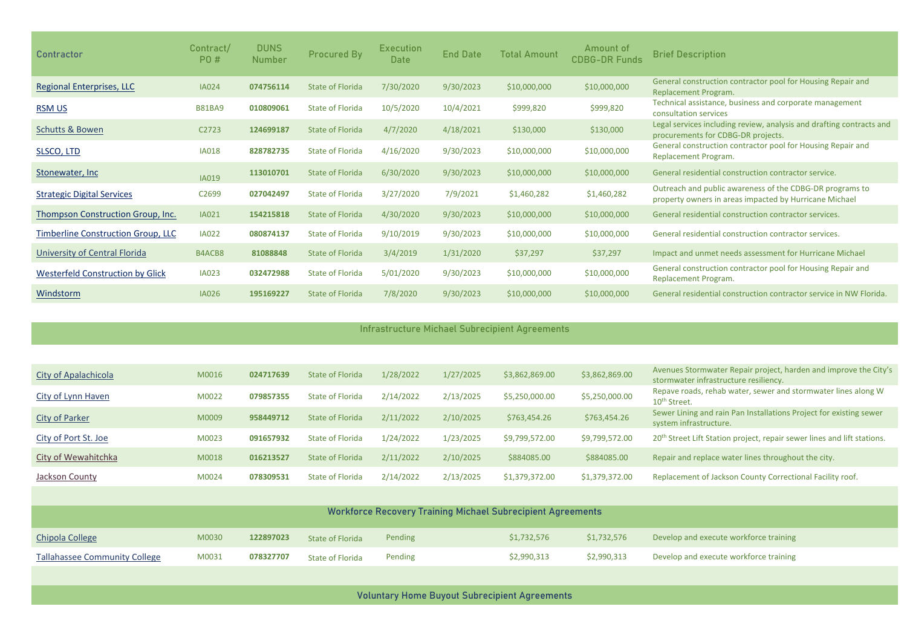| Contractor | Contract/ PO # | DUNS Number | Procured By | Execution Date | End Date | Total Amount | Amount of CDBG-DR Funds | Brief Description |
|---|---|---|---|---|---|---|---|---|
| Regional Enterprises, LLC | IA024 | 074756114 | State of Florida | 7/30/2020 | 9/30/2023 | $10,000,000 | $10,000,000 | General construction contractor pool for Housing Repair and Replacement Program. |
| RSM US | B81BA9 | 010809061 | State of Florida | 10/5/2020 | 10/4/2021 | $999,820 | $999,820 | Technical assistance, business and corporate management consultation services |
| Schutts & Bowen | C2723 | 124699187 | State of Florida | 4/7/2020 | 4/18/2021 | $130,000 | $130,000 | Legal services including review, analysis and drafting contracts and procurements for CDBG-DR projects. |
| SLSCO, LTD | IA018 | 828782735 | State of Florida | 4/16/2020 | 9/30/2023 | $10,000,000 | $10,000,000 | General construction contractor pool for Housing Repair and Replacement Program. |
| Stonewater, Inc | IA019 | 113010701 | State of Florida | 6/30/2020 | 9/30/2023 | $10,000,000 | $10,000,000 | General residential construction contractor service. |
| Strategic Digital Services | C2699 | 027042497 | State of Florida | 3/27/2020 | 7/9/2021 | $1,460,282 | $1,460,282 | Outreach and public awareness of the CDBG-DR programs to property owners in areas impacted by Hurricane Michael |
| Thompson Construction Group, Inc. | IA021 | 154215818 | State of Florida | 4/30/2020 | 9/30/2023 | $10,000,000 | $10,000,000 | General residential construction contractor services. |
| Timberline Construction Group, LLC | IA022 | 080874137 | State of Florida | 9/10/2019 | 9/30/2023 | $10,000,000 | $10,000,000 | General residential construction contractor services. |
| University of Central Florida | B4ACB8 | 81088848 | State of Florida | 3/4/2019 | 1/31/2020 | $37,297 | $37,297 | Impact and unmet needs assessment for Hurricane Michael |
| Westerfeld Construction by Glick | IA023 | 032472988 | State of Florida | 5/01/2020 | 9/30/2023 | $10,000,000 | $10,000,000 | General construction contractor pool for Housing Repair and Replacement Program. |
| Windstorm | IA026 | 195169227 | State of Florida | 7/8/2020 | 9/30/2023 | $10,000,000 | $10,000,000 | General residential construction contractor service in NW Florida. |
| **Infrastructure Michael Subrecipient Agreements** | | | | | | | | |
| City of Apalachicola | M0016 | 024717639 | State of Florida | 1/28/2022 | 1/27/2025 | $3,862,869.00 | $3,862,869.00 | Avenues Stormwater Repair project, harden and improve the City's stormwater infrastructure resiliency. |
| City of Lynn Haven | M0022 | 079857355 | State of Florida | 2/14/2022 | 2/13/2025 | $5,250,000.00 | $5,250,000.00 | Repave roads, rehab water, sewer and stormwater lines along W 10th Street. |
| City of Parker | M0009 | 958449712 | State of Florida | 2/11/2022 | 2/10/2025 | $763,454.26 | $763,454.26 | Sewer Lining and rain Pan Installations Project for existing sewer system infrastructure. |
| City of Port St. Joe | M0023 | 091657932 | State of Florida | 1/24/2022 | 1/23/2025 | $9,799,572.00 | $9,799,572.00 | 20th Street Lift Station project, repair sewer lines and lift stations. |
| City of Wewahitchka | M0018 | 016213527 | State of Florida | 2/11/2022 | 2/10/2025 | $884085.00 | $884085.00 | Repair and replace water lines throughout the city. |
| Jackson County | M0024 | 078309531 | State of Florida | 2/14/2022 | 2/13/2025 | $1,379,372.00 | $1,379,372.00 | Replacement of Jackson County Correctional Facility roof. |
| **Workforce Recovery Training Michael Subrecipient Agreements** | | | | | | | | |
| Chipola College | M0030 | 122897023 | State of Florida | Pending | | $1,732,576 | $1,732,576 | Develop and execute workforce training |
| Tallahassee Community College | M0031 | 078327707 | State of Florida | Pending | | $2,990,313 | $2,990,313 | Develop and execute workforce training |
| **Voluntary Home Buyout Subrecipient Agreements** | | | | | | | | |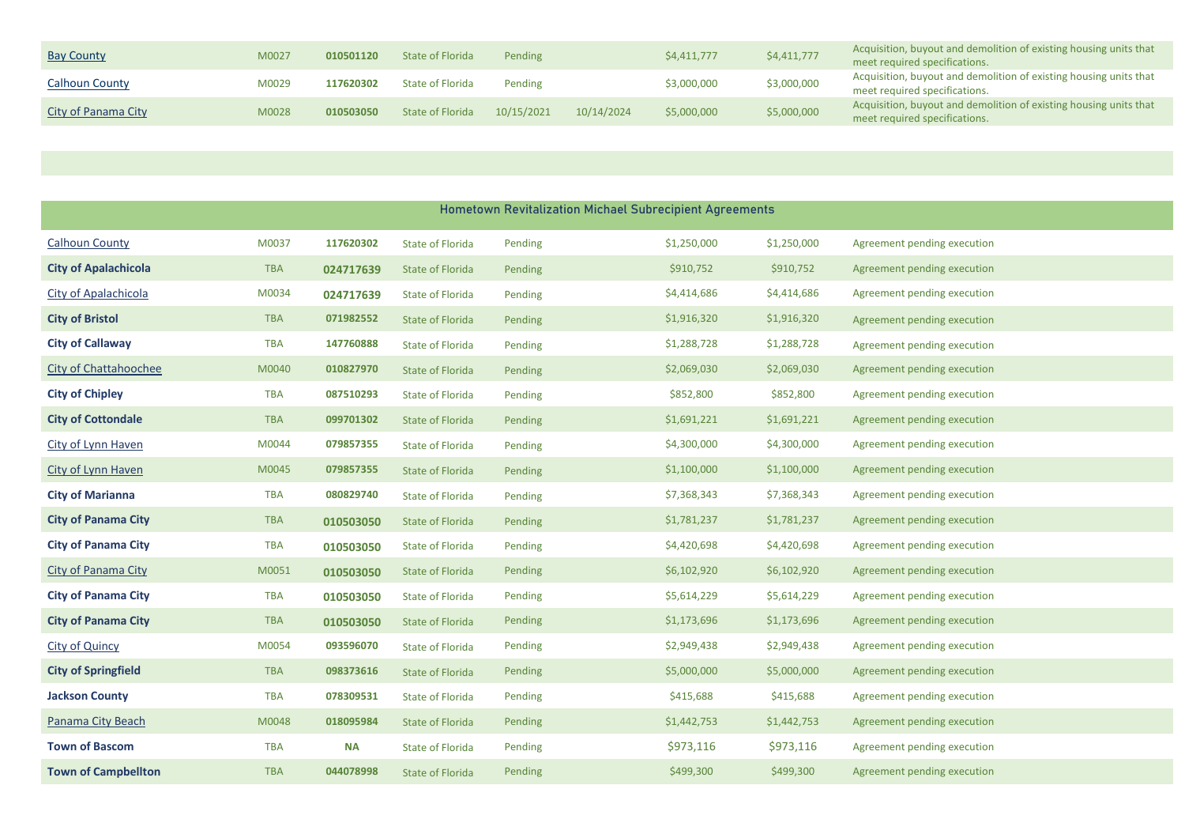| | | | | | | | | |
|---|---|---|---|---|---|---|---|---|
| Bay County | M0027 | 010501120 | State of Florida | Pending | | $4,411,777 | $4,411,777 | Acquisition, buyout and demolition of existing housing units that meet required specifications. |
| Calhoun County | M0029 | 117620302 | State of Florida | Pending | | $3,000,000 | $3,000,000 | Acquisition, buyout and demolition of existing housing units that meet required specifications. |
| City of Panama City | M0028 | 010503050 | State of Florida | 10/15/2021 | 10/14/2024 | $5,000,000 | $5,000,000 | Acquisition, buyout and demolition of existing housing units that meet required specifications. |

| Hometown Revitalization Michael Subrecipient Agreements | | | | | | | | |
|---|---|---|---|---|---|---|---|---|
| Calhoun County | M0037 | 117620302 | State of Florida | Pending | | $1,250,000 | $1,250,000 | Agreement pending execution |
| **City of Apalachicola** | TBA | 024717639 | State of Florida | Pending | | $910,752 | $910,752 | Agreement pending execution |
| City of Apalachicola | M0034 | 024717639 | State of Florida | Pending | | $4,414,686 | $4,414,686 | Agreement pending execution |
| **City of Bristol** | TBA | 071982552 | State of Florida | Pending | | $1,916,320 | $1,916,320 | Agreement pending execution |
| **City of Callaway** | TBA | 147760888 | State of Florida | Pending | | $1,288,728 | $1,288,728 | Agreement pending execution |
| City of Chattahoochee | M0040 | 010827970 | State of Florida | Pending | | $2,069,030 | $2,069,030 | Agreement pending execution |
| **City of Chipley** | TBA | 087510293 | State of Florida | Pending | | $852,800 | $852,800 | Agreement pending execution |
| **City of Cottondale** | TBA | 099701302 | State of Florida | Pending | | $1,691,221 | $1,691,221 | Agreement pending execution |
| City of Lynn Haven | M0044 | 079857355 | State of Florida | Pending | | $4,300,000 | $4,300,000 | Agreement pending execution |
| City of Lynn Haven | M0045 | 079857355 | State of Florida | Pending | | $1,100,000 | $1,100,000 | Agreement pending execution |
| **City of Marianna** | TBA | 080829740 | State of Florida | Pending | | $7,368,343 | $7,368,343 | Agreement pending execution |
| **City of Panama City** | TBA | 010503050 | State of Florida | Pending | | $1,781,237 | $1,781,237 | Agreement pending execution |
| **City of Panama City** | TBA | 010503050 | State of Florida | Pending | | $4,420,698 | $4,420,698 | Agreement pending execution |
| City of Panama City | M0051 | 010503050 | State of Florida | Pending | | $6,102,920 | $6,102,920 | Agreement pending execution |
| **City of Panama City** | TBA | 010503050 | State of Florida | Pending | | $5,614,229 | $5,614,229 | Agreement pending execution |
| **City of Panama City** | TBA | 010503050 | State of Florida | Pending | | $1,173,696 | $1,173,696 | Agreement pending execution |
| City of Quincy | M0054 | 093596070 | State of Florida | Pending | | $2,949,438 | $2,949,438 | Agreement pending execution |
| **City of Springfield** | TBA | 098373616 | State of Florida | Pending | | $5,000,000 | $5,000,000 | Agreement pending execution |
| **Jackson County** | TBA | 078309531 | State of Florida | Pending | | $415,688 | $415,688 | Agreement pending execution |
| Panama City Beach | M0048 | 018095984 | State of Florida | Pending | | $1,442,753 | $1,442,753 | Agreement pending execution |
| **Town of Bascom** | TBA | NA | State of Florida | Pending | | $973,116 | $973,116 | Agreement pending execution |
| **Town of Campbellton** | TBA | 044078998 | State of Florida | Pending | | $499,300 | $499,300 | Agreement pending execution |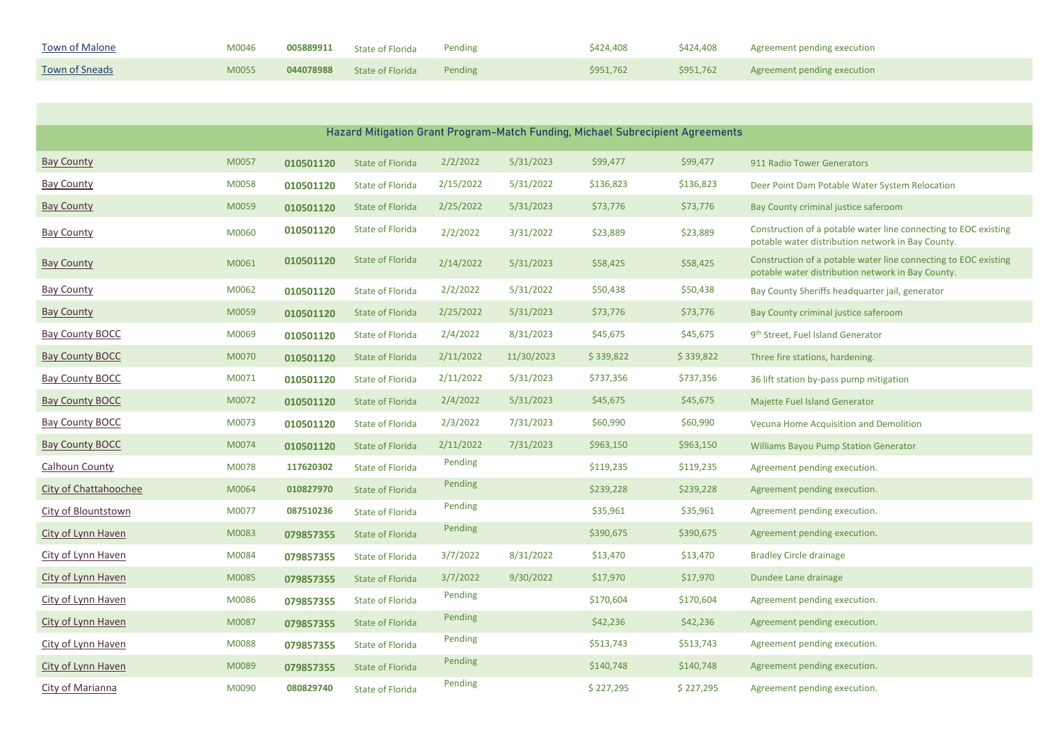| | | | | | | | | |
|---|---|---|---|---|---|---|---|---|
| Town of Malone | M0046 | **005889911** | State of Florida | Pending | | $424,408 | $424,408 | Agreement pending execution |
| Town of Sneads | M0055 | **044078988** | State of Florida | Pending | | $951,762 | $951,762 | Agreement pending execution |

## Hazard Mitigation Grant Program-Match Funding, Michael Subrecipient Agreements

| | | | | | | | | |
|---|---|---|---|---|---|---|---|---|
| Bay County | M0057 | **010501120** | State of Florida | 2/2/2022 | 5/31/2023 | $99,477 | $99,477 | 911 Radio Tower Generators |
| Bay County | M0058 | **010501120** | State of Florida | 2/15/2022 | 5/31/2022 | $136,823 | $136,823 | Deer Point Dam Potable Water System Relocation |
| Bay County | M0059 | **010501120** | State of Florida | 2/25/2022 | 5/31/2023 | $73,776 | $73,776 | Bay County criminal justice saferoom |
| Bay County | M0060 | **010501120** | State of Florida | 2/2/2022 | 3/31/2022 | $23,889 | $23,889 | Construction of a potable water line connecting to EOC existing potable water distribution network in Bay County. |
| Bay County | M0061 | **010501120** | State of Florida | 2/14/2022 | 5/31/2023 | $58,425 | $58,425 | Construction of a potable water line connecting to EOC existing potable water distribution network in Bay County. |
| Bay County | M0062 | **010501120** | State of Florida | 2/2/2022 | 5/31/2022 | $50,438 | $50,438 | Bay County Sheriffs headquarter jail, generator |
| Bay County | M0059 | **010501120** | State of Florida | 2/25/2022 | 5/31/2023 | $73,776 | $73,776 | Bay County criminal justice saferoom |
| Bay County BOCC | M0069 | **010501120** | State of Florida | 2/4/2022 | 8/31/2023 | $45,675 | $45,675 | 9th Street, Fuel Island Generator |
| Bay County BOCC | M0070 | **010501120** | State of Florida | 2/11/2022 | 11/30/2023 | $ 339,822 | $ 339,822 | Three fire stations, hardening. |
| Bay County BOCC | M0071 | **010501120** | State of Florida | 2/11/2022 | 5/31/2023 | $737,356 | $737,356 | 36 lift station by-pass pump mitigation |
| Bay County BOCC | M0072 | **010501120** | State of Florida | 2/4/2022 | 5/31/2023 | $45,675 | $45,675 | Majette Fuel Island Generator |
| Bay County BOCC | M0073 | **010501120** | State of Florida | 2/3/2022 | 7/31/2023 | $60,990 | $60,990 | Vecuna Home Acquisition and Demolition |
| Bay County BOCC | M0074 | **010501120** | State of Florida | 2/11/2022 | 7/31/2023 | $963,150 | $963,150 | Williams Bayou Pump Station Generator |
| Calhoun County | M0078 | **117620302** | State of Florida | Pending | | $119,235 | $119,235 | Agreement pending execution. |
| City of Chattahoochee | M0064 | **010827970** | State of Florida | Pending | | $239,228 | $239,228 | Agreement pending execution. |
| City of Blountstown | M0077 | **087510236** | State of Florida | Pending | | $35,961 | $35,961 | Agreement pending execution. |
| City of Lynn Haven | M0083 | **079857355** | State of Florida | Pending | | $390,675 | $390,675 | Agreement pending execution. |
| City of Lynn Haven | M0084 | **079857355** | State of Florida | 3/7/2022 | 8/31/2022 | $13,470 | $13,470 | Bradley Circle drainage |
| City of Lynn Haven | M0085 | **079857355** | State of Florida | 3/7/2022 | 9/30/2022 | $17,970 | $17,970 | Dundee Lane drainage |
| City of Lynn Haven | M0086 | **079857355** | State of Florida | Pending | | $170,604 | $170,604 | Agreement pending execution. |
| City of Lynn Haven | M0087 | **079857355** | State of Florida | Pending | | $42,236 | $42,236 | Agreement pending execution. |
| City of Lynn Haven | M0088 | **079857355** | State of Florida | Pending | | $513,743 | $513,743 | Agreement pending execution. |
| City of Lynn Haven | M0089 | **079857355** | State of Florida | Pending | | $140,748 | $140,748 | Agreement pending execution. |
| City of Marianna | M0090 | **080829740** | State of Florida | Pending | | $ 227,295 | $ 227,295 | Agreement pending execution. |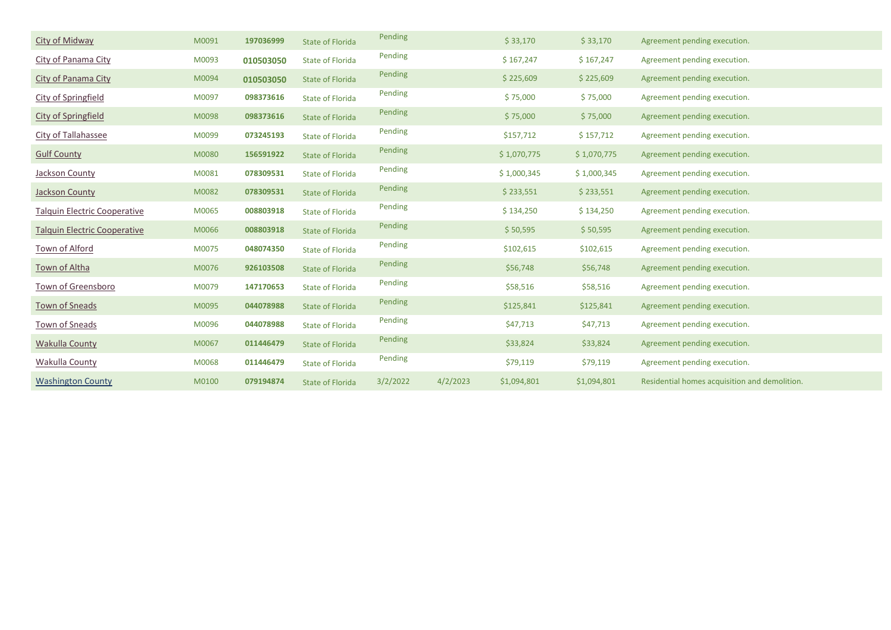| | | | | | | | | |
|---|---|---|---|---|---|---|---|---|
| City of Midway | M0091 | 197036999 | State of Florida | Pending | | $ 33,170 | $ 33,170 | Agreement pending execution. |
| City of Panama City | M0093 | 010503050 | State of Florida | Pending | | $ 167,247 | $ 167,247 | Agreement pending execution. |
| City of Panama City | M0094 | 010503050 | State of Florida | Pending | | $ 225,609 | $ 225,609 | Agreement pending execution. |
| City of Springfield | M0097 | 098373616 | State of Florida | Pending | | $ 75,000 | $ 75,000 | Agreement pending execution. |
| City of Springfield | M0098 | 098373616 | State of Florida | Pending | | $ 75,000 | $ 75,000 | Agreement pending execution. |
| City of Tallahassee | M0099 | 073245193 | State of Florida | Pending | | $157,712 | $ 157,712 | Agreement pending execution. |
| Gulf County | M0080 | 156591922 | State of Florida | Pending | | $ 1,070,775 | $ 1,070,775 | Agreement pending execution. |
| Jackson County | M0081 | 078309531 | State of Florida | Pending | | $ 1,000,345 | $ 1,000,345 | Agreement pending execution. |
| Jackson County | M0082 | 078309531 | State of Florida | Pending | | $ 233,551 | $ 233,551 | Agreement pending execution. |
| Talquin Electric Cooperative | M0065 | 008803918 | State of Florida | Pending | | $ 134,250 | $ 134,250 | Agreement pending execution. |
| Talquin Electric Cooperative | M0066 | 008803918 | State of Florida | Pending | | $ 50,595 | $ 50,595 | Agreement pending execution. |
| Town of Alford | M0075 | 048074350 | State of Florida | Pending | | $102,615 | $102,615 | Agreement pending execution. |
| Town of Altha | M0076 | 926103508 | State of Florida | Pending | | $56,748 | $56,748 | Agreement pending execution. |
| Town of Greensboro | M0079 | 147170653 | State of Florida | Pending | | $58,516 | $58,516 | Agreement pending execution. |
| Town of Sneads | M0095 | 044078988 | State of Florida | Pending | | $125,841 | $125,841 | Agreement pending execution. |
| Town of Sneads | M0096 | 044078988 | State of Florida | Pending | | $47,713 | $47,713 | Agreement pending execution. |
| Wakulla County | M0067 | 011446479 | State of Florida | Pending | | $33,824 | $33,824 | Agreement pending execution. |
| Wakulla County | M0068 | 011446479 | State of Florida | Pending | | $79,119 | $79,119 | Agreement pending execution. |
| Washington County | M0100 | 079194874 | State of Florida | 3/2/2022 | 4/2/2023 | $1,094,801 | $1,094,801 | Residential homes acquisition and demolition. |